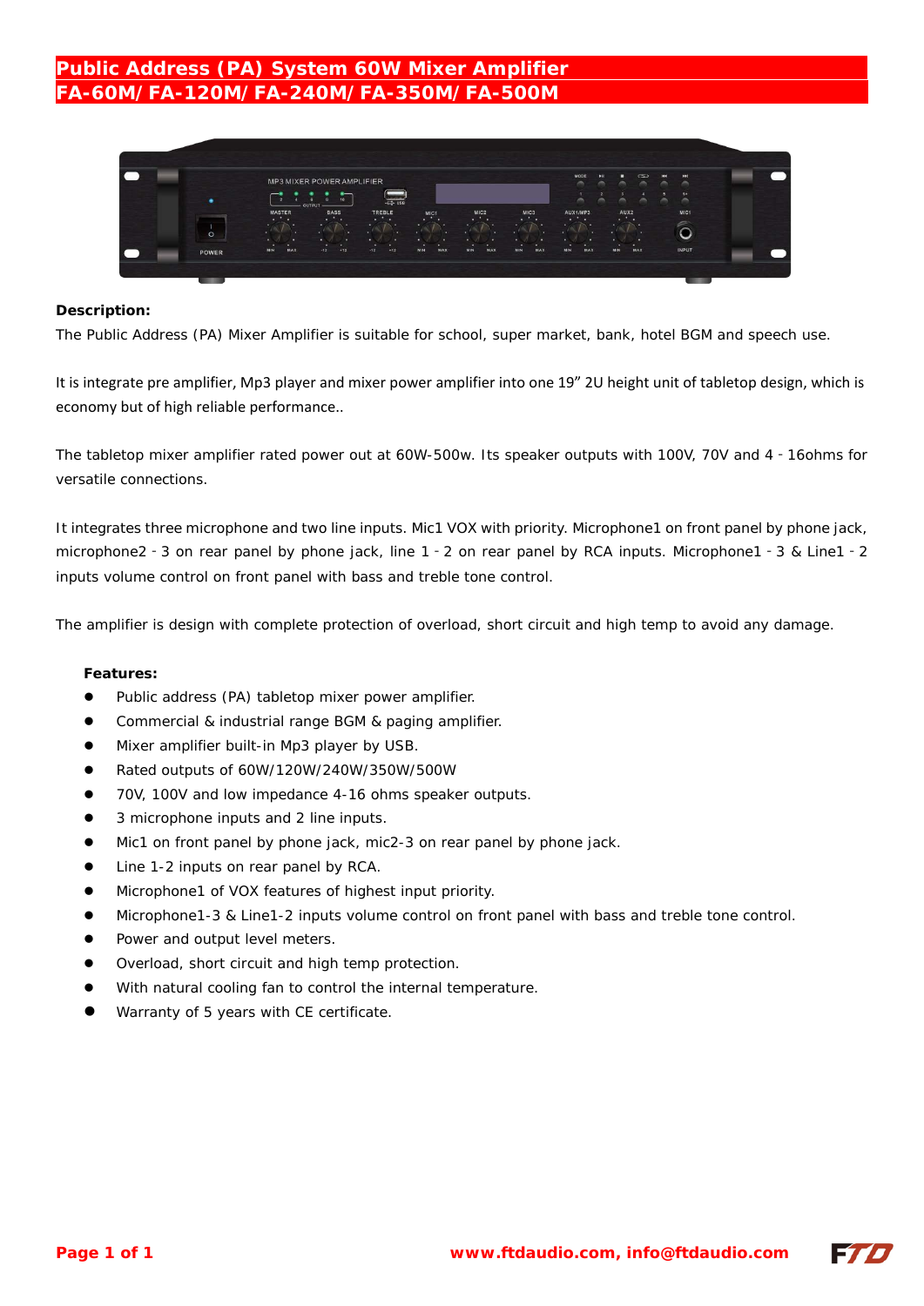# Public Address (PA) System 60W Mixer Amplifier
# FA-60M/ FA-120M/ FA-240M/ FA-350M/ FA-500M

**Description:**

The Public Address (PA) Mixer Amplifier is suitable for school, super market, bank, hotel BGM and speech use.

It is integrate pre amplifier, Mp3 player and mixer power amplifier into one 19" 2U height unit of tabletop design, which is economy but of high reliable performance..

The tabletop mixer amplifier rated power out at 60W-500w. Its speaker outputs with 100V, 70V and 4 - 16ohms for versatile connections.

It integrates three microphone and two line inputs. Mic1 VOX with priority. Microphone1 on front panel by phone jack, microphone2 - 3 on rear panel by phone jack, line 1 - 2 on rear panel by RCA inputs. Microphone1 - 3 & Line1 - 2 inputs volume control on front panel with bass and treble tone control.

The amplifier is design with complete protection of overload, short circuit and high temp to avoid any damage.

**Features:**

- Public address (PA) tabletop mixer power amplifier.
- Commercial & industrial range BGM & paging amplifier.
- Mixer amplifier built-in Mp3 player by USB.
- Rated outputs of 60W/120W/240W/350W/500W
- 70V, 100V and low impedance 4-16 ohms speaker outputs.
- 3 microphone inputs and 2 line inputs.
- Mic1 on front panel by phone jack, mic2-3 on rear panel by phone jack.
- Line 1-2 inputs on rear panel by RCA.
- Microphone1 of VOX features of highest input priority.
- Microphone1-3 & Line1-2 inputs volume control on front panel with bass and treble tone control.
- Power and output level meters.
- Overload, short circuit and high temp protection.
- With natural cooling fan to control the internal temperature.
- Warranty of 5 years with CE certificate.

www.ftdaudio.com, info@ftdaudio.com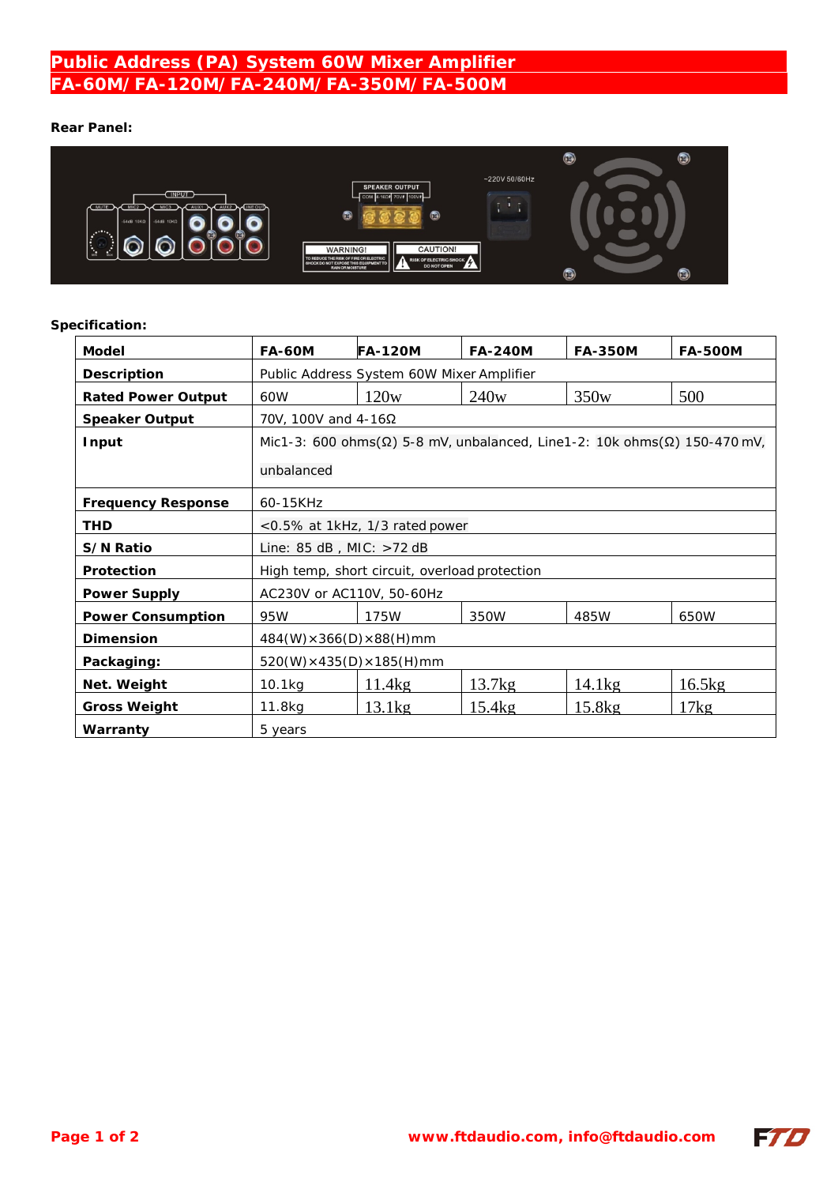# Public Address (PA) System 60W Mixer Amplifier
# FA-60M/ FA-120M/ FA-240M/ FA-350M/ FA-500M

**Rear Panel:**

**Specification:**

| Model | FA-60M | FA-120M | FA-240M | FA-350M | FA-500M |
|---|---|---|---|---|---|
| Description | Public Address System 60W Mixer Amplifier | | | | |
| Rated Power Output | 60W | 120w | 240w | 350w | 500 |
| Speaker Output | 70V, 100V and 4-16Ω | | | | |
| Input | Mic1-3: 600 ohms(Ω) 5-8 mV, unbalanced, Line1-2: 10k ohms(Ω) 150-470 mV, unbalanced | | | | |
| Frequency Response | 60-15KHz | | | | |
| THD | <0.5% at 1kHz, 1/3 rated power | | | | |
| S/N Ratio | Line: 85 dB , MIC: >72 dB | | | | |
| Protection | High temp, short circuit, overload protection | | | | |
| Power Supply | AC230V or AC110V, 50-60Hz | | | | |
| Power Consumption | 95W | 175W | 350W | 485W | 650W |
| Dimension | 484(W)×366(D)×88(H)mm | | | | |
| Packaging: | 520(W)×435(D)×185(H)mm | | | | |
| Net. Weight | 10.1kg | 11.4kg | 13.7kg | 14.1kg | 16.5kg |
| Gross Weight | 11.8kg | 13.1kg | 15.4kg | 15.8kg | 17kg |
| Warranty | 5 years | | | | |

www.ftdaudio.com, info@ftdaudio.com